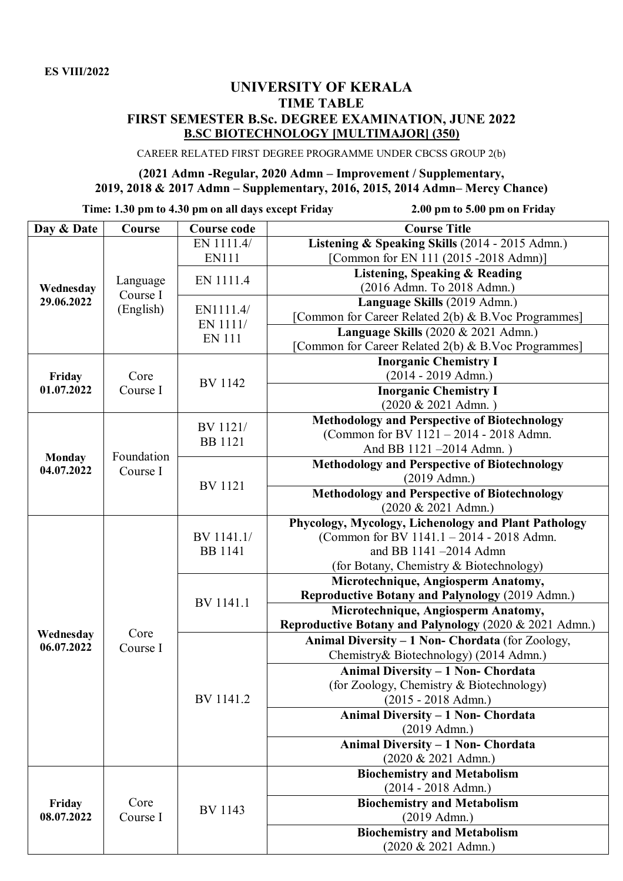**ES VIII/2022**

# UNIVERSITY OF KERALA

## TIME TABLE

## FIRST SEMESTER B.Sc. DEGREE EXAMINATION, JUNE 2022

## B.SC BIOTECHNOLOGY [MULTIMAJOR] (350)

CAREER RELATED FIRST DEGREE PROGRAMME UNDER CBCSS GROUP 2(b)

**(2021 Admn -Regular, 2020 Admn – Improvement / Supplementary, 2019, 2018 & 2017 Admn – Supplementary, 2016, 2015, 2014 Admn– Mercy Chance)**

**Time: 1.30 pm to 4.30 pm on all days except Friday 2.00 pm to 5.00 pm on Friday**

| Day & Date | Course | Course code | Course Title |
|---|---|---|---|
| **Wednesday 29.06.2022** | Language Course I (English) | EN 1111.4/ EN111 | **Listening & Speaking Skills** (2014 - 2015 Admn.) [Common for EN 111 (2015 -2018 Admn)] |
| | | EN 1111.4 | **Listening, Speaking & Reading** (2016 Admn. To 2018 Admn.) |
| | | EN1111.4/ EN 1111/ EN 111 | **Language Skills** (2019 Admn.) [Common for Career Related 2(b) & B.Voc Programmes] |
| | | | **Language Skills** (2020 & 2021 Admn.) [Common for Career Related 2(b) & B.Voc Programmes] |
| **Friday 01.07.2022** | Core Course I | BV 1142 | **Inorganic Chemistry I** (2014 - 2019 Admn.) |
| | | | **Inorganic Chemistry I** (2020 & 2021 Admn. ) |
| **Monday 04.07.2022** | Foundation Course I | BV 1121/ BB 1121 | **Methodology and Perspective of Biotechnology** (Common for BV 1121 – 2014 - 2018 Admn. And BB 1121 –2014 Admn. ) |
| | | BV 1121 | **Methodology and Perspective of Biotechnology** (2019 Admn.) |
| | | | **Methodology and Perspective of Biotechnology** (2020 & 2021 Admn.) |
| **Wednesday 06.07.2022** | Core Course I | BV 1141.1/ BB 1141 | **Phycology, Mycology, Lichenology and Plant Pathology** (Common for BV 1141.1 – 2014 - 2018 Admn. and BB 1141 –2014 Admn (for Botany, Chemistry & Biotechnology) |
| | | BV 1141.1 | **Microtechnique, Angiosperm Anatomy, Reproductive Botany and Palynology** (2019 Admn.) |
| | | | **Microtechnique, Angiosperm Anatomy, Reproductive Botany and Palynology** (2020 & 2021 Admn.) |
| | | BV 1141.2 | **Animal Diversity – 1 Non- Chordata** (for Zoology, Chemistry& Biotechnology) (2014 Admn.) |
| | | | **Animal Diversity – 1 Non- Chordata** (for Zoology, Chemistry & Biotechnology) (2015 - 2018 Admn.) |
| | | | **Animal Diversity – 1 Non- Chordata** (2019 Admn.) |
| | | | **Animal Diversity – 1 Non- Chordata** (2020 & 2021 Admn.) |
| **Friday 08.07.2022** | Core Course I | BV 1143 | **Biochemistry and Metabolism** (2014 - 2018 Admn.) |
| | | | **Biochemistry and Metabolism** (2019 Admn.) |
| | | | **Biochemistry and Metabolism** (2020 & 2021 Admn.) |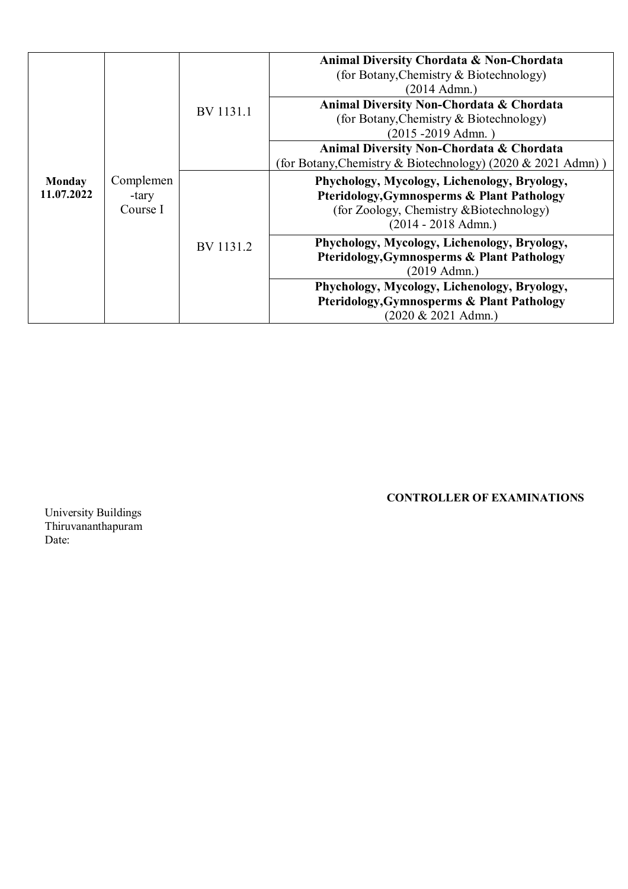| | | | |
|---|---|---|---|
| **Monday 11.07.2022** | Complemen-tary Course I | BV 1131.1 | **Animal Diversity Chordata & Non-Chordata** (for Botany,Chemistry & Biotechnology) (2014 Admn.) |
| | | | **Animal Diversity Non-Chordata & Chordata** (for Botany,Chemistry & Biotechnology) (2015 -2019 Admn. ) |
| | | | **Animal Diversity Non-Chordata & Chordata** (for Botany,Chemistry & Biotechnology) (2020 & 2021 Admn) ) |
| | | BV 1131.2 | **Phychology, Mycology, Lichenology, Bryology, Pteridology,Gymnosperms & Plant Pathology** (for Zoology, Chemistry &Biotechnology) (2014 - 2018 Admn.) |
| | | | **Phychology, Mycology, Lichenology, Bryology, Pteridology,Gymnosperms & Plant Pathology** (2019 Admn.) |
| | | | **Phychology, Mycology, Lichenology, Bryology, Pteridology,Gymnosperms & Plant Pathology** (2020 & 2021 Admn.) |

**CONTROLLER OF EXAMINATIONS**

University Buildings
Thiruvananthapuram
Date: